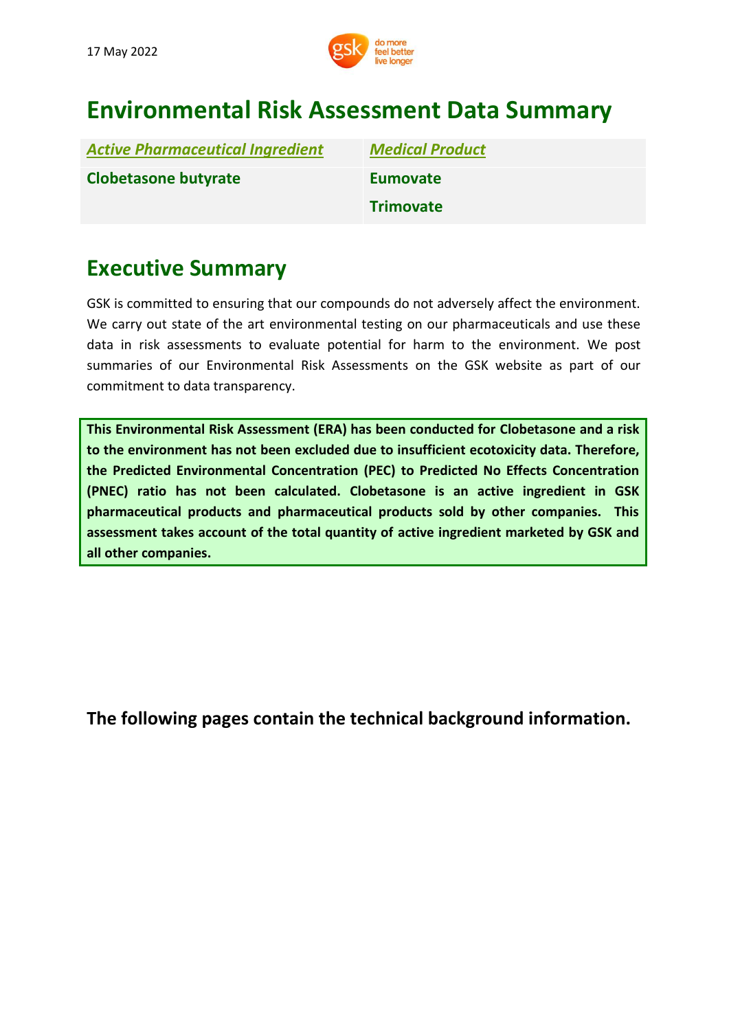17 May 2022

# Environmental Risk Assessment Data Summary

| *Active Pharmaceutical Ingredient* | *Medical Product* |
| --- | --- |
| **Clobetasone butyrate** | **Eumovate** |
| | **Trimovate** |

## Executive Summary

GSK is committed to ensuring that our compounds do not adversely affect the environment. We carry out state of the art environmental testing on our pharmaceuticals and use these data in risk assessments to evaluate potential for harm to the environment. We post summaries of our Environmental Risk Assessments on the GSK website as part of our commitment to data transparency.

**This Environmental Risk Assessment (ERA) has been conducted for Clobetasone and a risk to the environment has not been excluded due to insufficient ecotoxicity data. Therefore, the Predicted Environmental Concentration (PEC) to Predicted No Effects Concentration (PNEC) ratio has not been calculated. Clobetasone is an active ingredient in GSK pharmaceutical products and pharmaceutical products sold by other companies. This assessment takes account of the total quantity of active ingredient marketed by GSK and all other companies.**

**The following pages contain the technical background information.**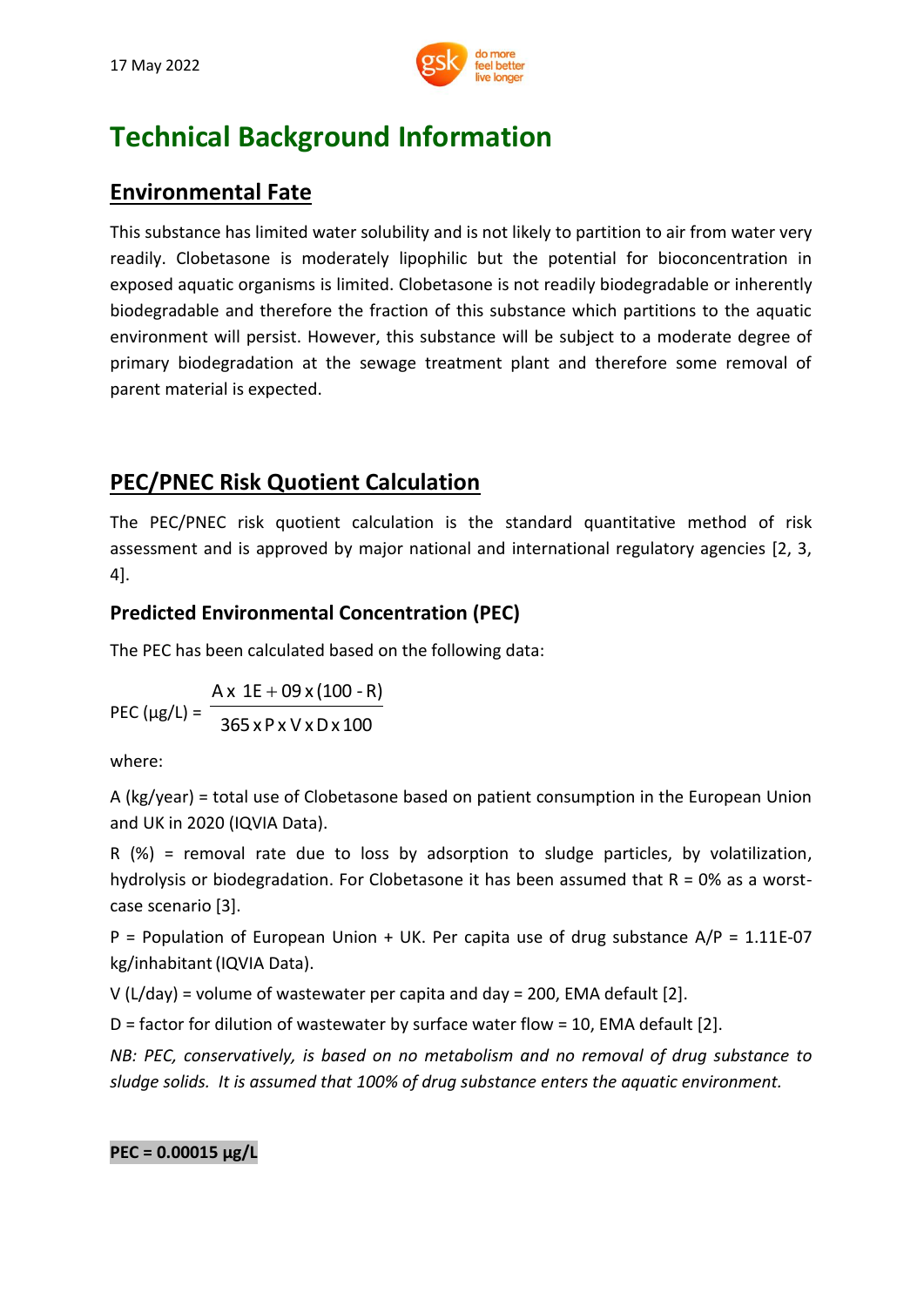# Technical Background Information

## Environmental Fate

This substance has limited water solubility and is not likely to partition to air from water very readily. Clobetasone is moderately lipophilic but the potential for bioconcentration in exposed aquatic organisms is limited. Clobetasone is not readily biodegradable or inherently biodegradable and therefore the fraction of this substance which partitions to the aquatic environment will persist. However, this substance will be subject to a moderate degree of primary biodegradation at the sewage treatment plant and therefore some removal of parent material is expected.

## PEC/PNEC Risk Quotient Calculation

The PEC/PNEC risk quotient calculation is the standard quantitative method of risk assessment and is approved by major national and international regulatory agencies [2, 3, 4].

### Predicted Environmental Concentration (PEC)

The PEC has been calculated based on the following data:

$$\text{PEC} (\mu\text{g/L}) = \frac{\text{A x 1E} + \text{09 x} (100 - \text{R})}{365 \text{ x P x V x D x } 100}$$

where:

A (kg/year) = total use of Clobetasone based on patient consumption in the European Union and UK in 2020 (IQVIA Data).

R (%) = removal rate due to loss by adsorption to sludge particles, by volatilization, hydrolysis or biodegradation. For Clobetasone it has been assumed that R = 0% as a worst-case scenario [3].

P = Population of European Union + UK. Per capita use of drug substance A/P = 1.11E-07 kg/inhabitant (IQVIA Data).

V (L/day) = volume of wastewater per capita and day = 200, EMA default [2].

D = factor for dilution of wastewater by surface water flow = 10, EMA default [2].

*NB: PEC, conservatively, is based on no metabolism and no removal of drug substance to sludge solids. It is assumed that 100% of drug substance enters the aquatic environment.*

**PEC = 0.00015 µg/L**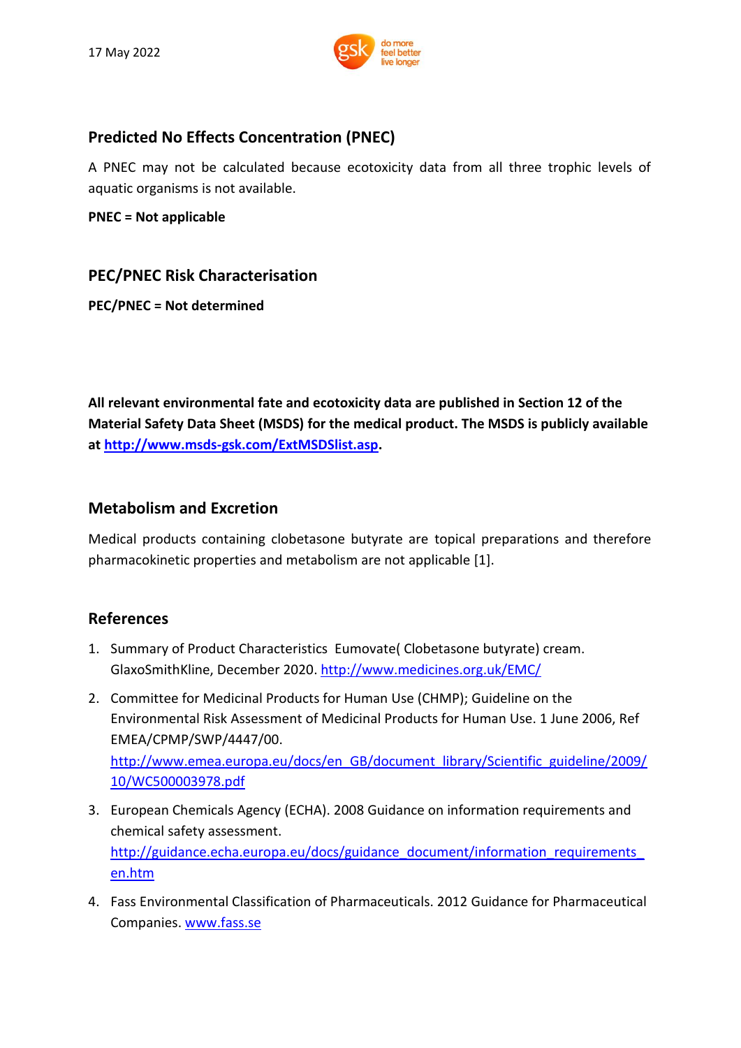## Predicted No Effects Concentration (PNEC)

A PNEC may not be calculated because ecotoxicity data from all three trophic levels of aquatic organisms is not available.

**PNEC = Not applicable**

## PEC/PNEC Risk Characterisation

**PEC/PNEC = Not determined**

**All relevant environmental fate and ecotoxicity data are published in Section 12 of the Material Safety Data Sheet (MSDS) for the medical product. The MSDS is publicly available at http://www.msds-gsk.com/ExtMSDSlist.asp.**

## Metabolism and Excretion

Medical products containing clobetasone butyrate are topical preparations and therefore pharmacokinetic properties and metabolism are not applicable [1].

## References

1. Summary of Product Characteristics Eumovate( Clobetasone butyrate) cream. GlaxoSmithKline, December 2020. http://www.medicines.org.uk/EMC/
2. Committee for Medicinal Products for Human Use (CHMP); Guideline on the Environmental Risk Assessment of Medicinal Products for Human Use. 1 June 2006, Ref EMEA/CPMP/SWP/4447/00. http://www.emea.europa.eu/docs/en_GB/document_library/Scientific_guideline/2009/10/WC500003978.pdf
3. European Chemicals Agency (ECHA). 2008 Guidance on information requirements and chemical safety assessment. http://guidance.echa.europa.eu/docs/guidance_document/information_requirements_en.htm
4. Fass Environmental Classification of Pharmaceuticals. 2012 Guidance for Pharmaceutical Companies. www.fass.se